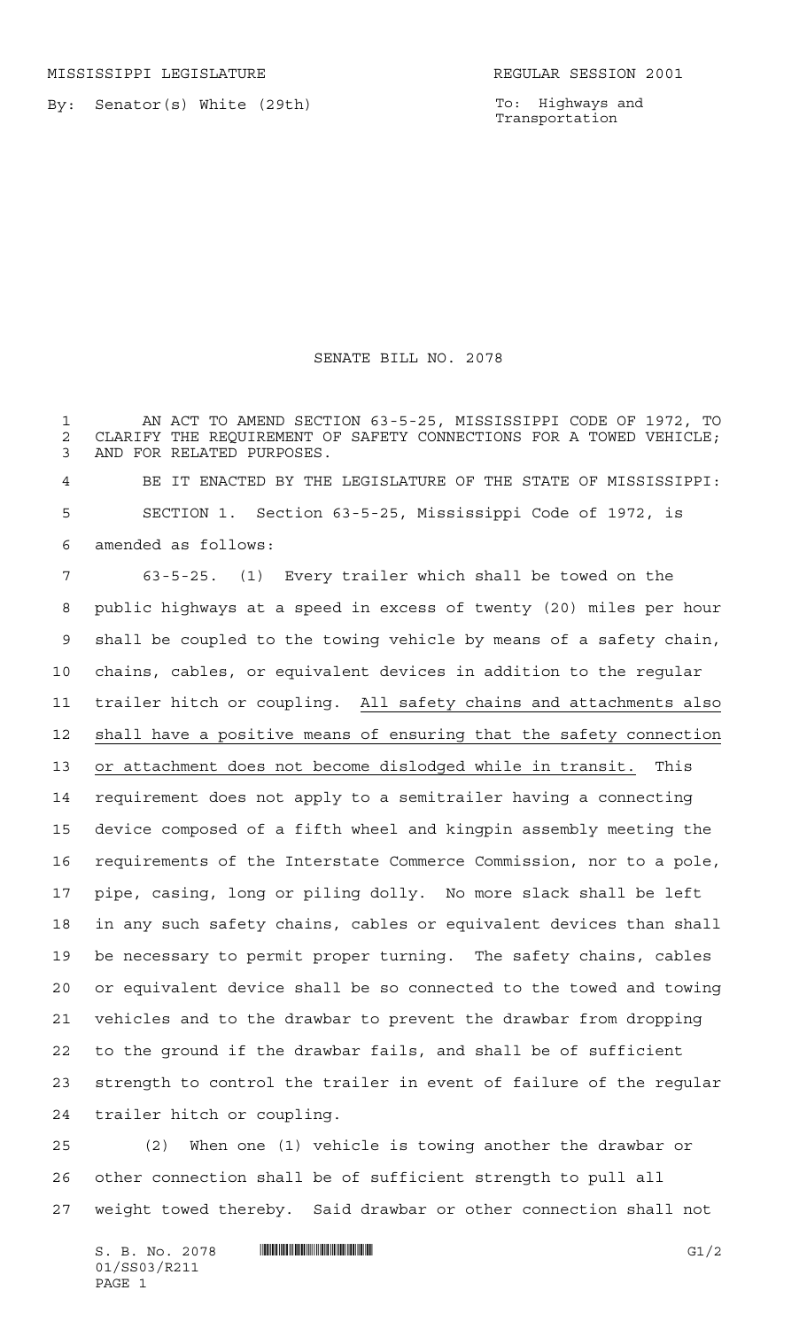MISSISSIPPI LEGISLATURE REGULAR SESSION 2001

By: Senator(s) White (29th)

To: Highways and Transportation

# SENATE BILL NO. 2078

AN ACT TO AMEND SECTION 63-5-25, MISSISSIPPI CODE OF 1972, TO CLARIFY THE REQUIREMENT OF SAFETY CONNECTIONS FOR A TOWED VEHICLE; AND FOR RELATED PURPOSES.

BE IT ENACTED BY THE LEGISLATURE OF THE STATE OF MISSISSIPPI:

SECTION 1. Section 63-5-25, Mississippi Code of 1972, is amended as follows:

63-5-25. (1) Every trailer which shall be towed on the public highways at a speed in excess of twenty (20) miles per hour shall be coupled to the towing vehicle by means of a safety chain, chains, cables, or equivalent devices in addition to the regular trailer hitch or coupling. <u>All safety chains and attachments also shall have a positive means of ensuring that the safety connection or attachment does not become dislodged while in transit.</u> This requirement does not apply to a semitrailer having a connecting device composed of a fifth wheel and kingpin assembly meeting the requirements of the Interstate Commerce Commission, nor to a pole, pipe, casing, long or piling dolly. No more slack shall be left in any such safety chains, cables or equivalent devices than shall be necessary to permit proper turning. The safety chains, cables or equivalent device shall be so connected to the towed and towing vehicles and to the drawbar to prevent the drawbar from dropping to the ground if the drawbar fails, and shall be of sufficient strength to control the trailer in event of failure of the regular trailer hitch or coupling.

(2) When one (1) vehicle is towing another the drawbar or other connection shall be of sufficient strength to pull all weight towed thereby. Said drawbar or other connection shall not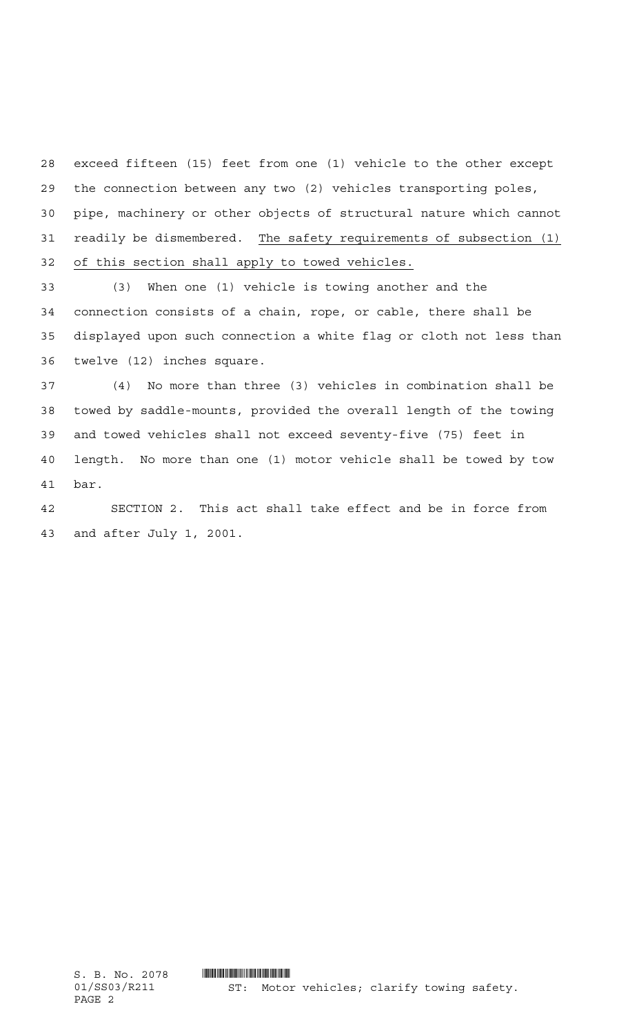exceed fifteen (15) feet from one (1) vehicle to the other except the connection between any two (2) vehicles transporting poles, pipe, machinery or other objects of structural nature which cannot readily be dismembered. <u>The safety requirements of subsection (1) of this section shall apply to towed vehicles.</u>

(3) When one (1) vehicle is towing another and the connection consists of a chain, rope, or cable, there shall be displayed upon such connection a white flag or cloth not less than twelve (12) inches square.

(4) No more than three (3) vehicles in combination shall be towed by saddle-mounts, provided the overall length of the towing and towed vehicles shall not exceed seventy-five (75) feet in length. No more than one (1) motor vehicle shall be towed by tow bar.

SECTION 2. This act shall take effect and be in force from and after July 1, 2001.